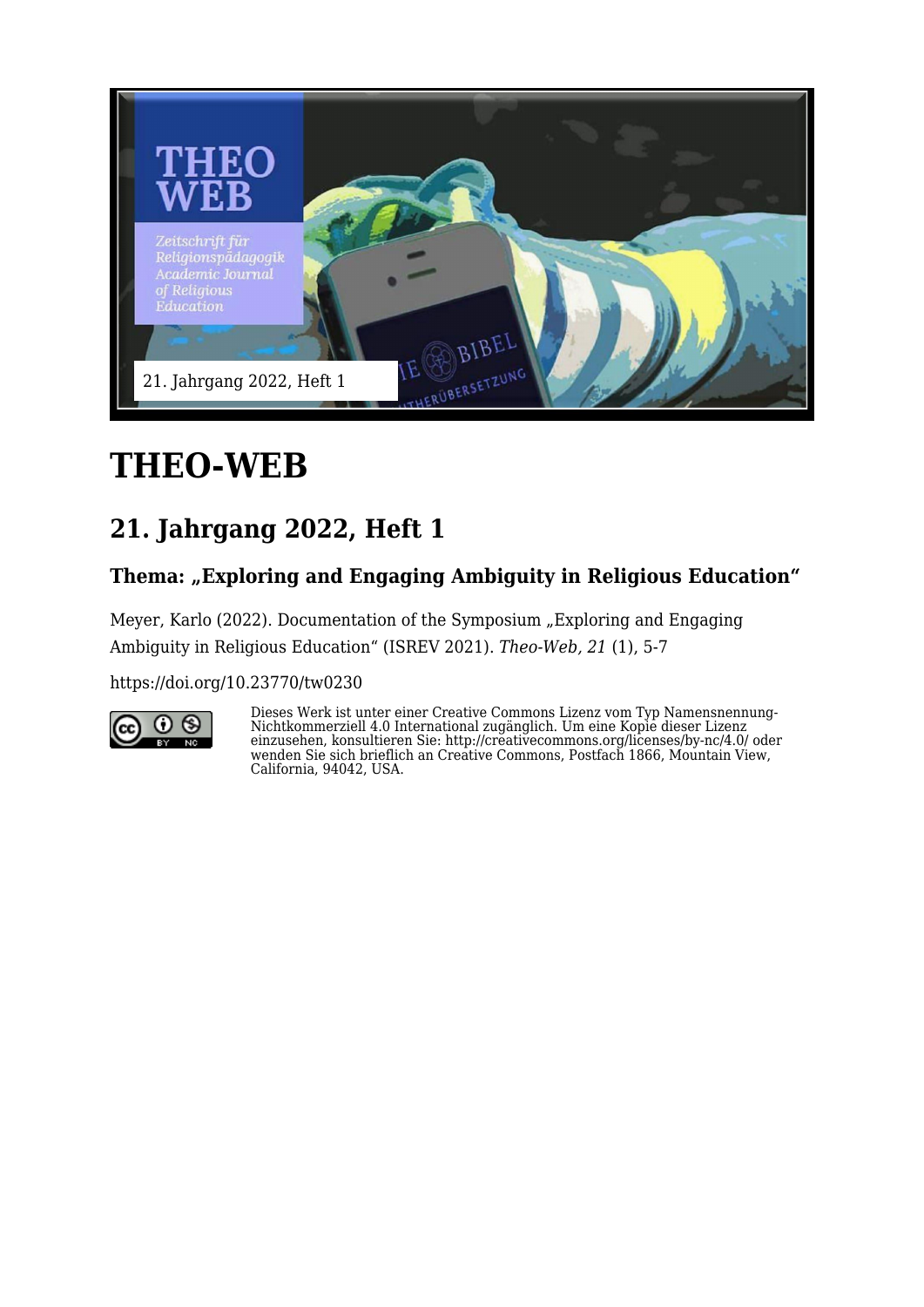# THEO-WEB

## 21. Jahrgang 2022, Heft 1

### Thema: „Exploring and Engaging Ambiguity in Religious Education“

Meyer, Karlo (2022). Documentation of the Symposium „Exploring and Engaging Ambiguity in Religious Education“ (ISREV 2021). *Theo-Web, 21* (1), 5-7

https://doi.org/10.23770/tw0230

Dieses Werk ist unter einer Creative Commons Lizenz vom Typ Namensnennung-Nichtkommerziell 4.0 International zugänglich. Um eine Kopie dieser Lizenz einzusehen, konsultieren Sie: http://creativecommons.org/licenses/by-nc/4.0/ oder wenden Sie sich brieflich an Creative Commons, Postfach 1866, Mountain View, California, 94042, USA.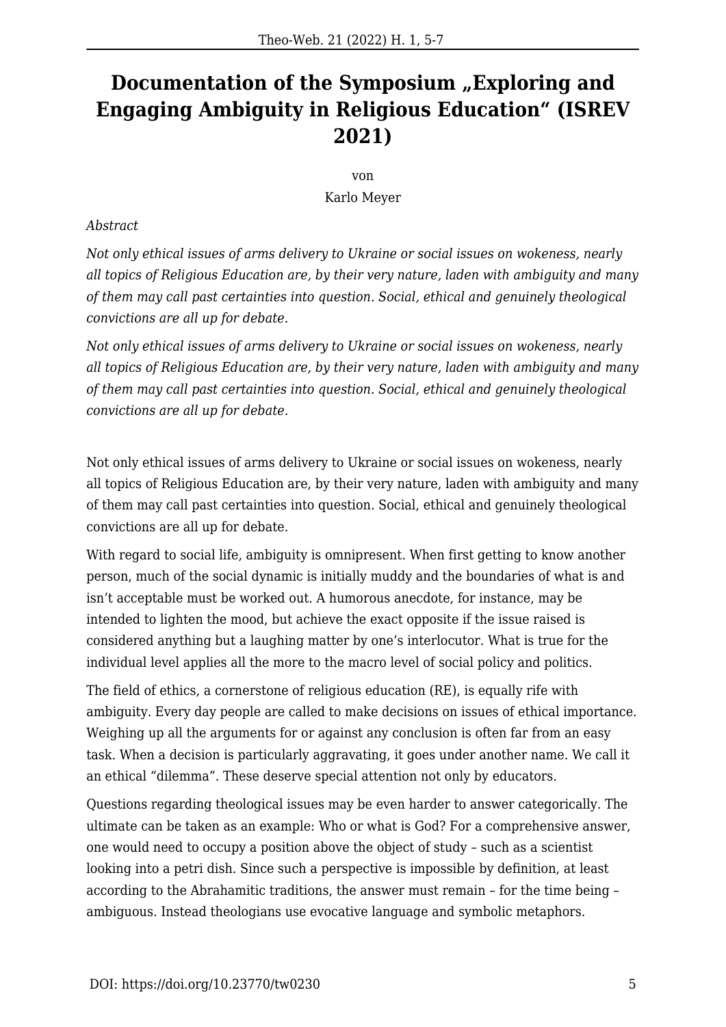# Documentation of the Symposium „Exploring and Engaging Ambiguity in Religious Education" (ISREV 2021)

von

Karlo Meyer

*Abstract*

*Not only ethical issues of arms delivery to Ukraine or social issues on wokeness, nearly all topics of Religious Education are, by their very nature, laden with ambiguity and many of them may call past certainties into question. Social, ethical and genuinely theological convictions are all up for debate.*

*Not only ethical issues of arms delivery to Ukraine or social issues on wokeness, nearly all topics of Religious Education are, by their very nature, laden with ambiguity and many of them may call past certainties into question. Social, ethical and genuinely theological convictions are all up for debate.*

Not only ethical issues of arms delivery to Ukraine or social issues on wokeness, nearly all topics of Religious Education are, by their very nature, laden with ambiguity and many of them may call past certainties into question. Social, ethical and genuinely theological convictions are all up for debate.

With regard to social life, ambiguity is omnipresent. When first getting to know another person, much of the social dynamic is initially muddy and the boundaries of what is and isn't acceptable must be worked out. A humorous anecdote, for instance, may be intended to lighten the mood, but achieve the exact opposite if the issue raised is considered anything but a laughing matter by one's interlocutor. What is true for the individual level applies all the more to the macro level of social policy and politics.

The field of ethics, a cornerstone of religious education (RE), is equally rife with ambiguity. Every day people are called to make decisions on issues of ethical importance. Weighing up all the arguments for or against any conclusion is often far from an easy task. When a decision is particularly aggravating, it goes under another name. We call it an ethical "dilemma". These deserve special attention not only by educators.

Questions regarding theological issues may be even harder to answer categorically. The ultimate can be taken as an example: Who or what is God? For a comprehensive answer, one would need to occupy a position above the object of study – such as a scientist looking into a petri dish. Since such a perspective is impossible by definition, at least according to the Abrahamitic traditions, the answer must remain – for the time being – ambiguous. Instead theologians use evocative language and symbolic metaphors.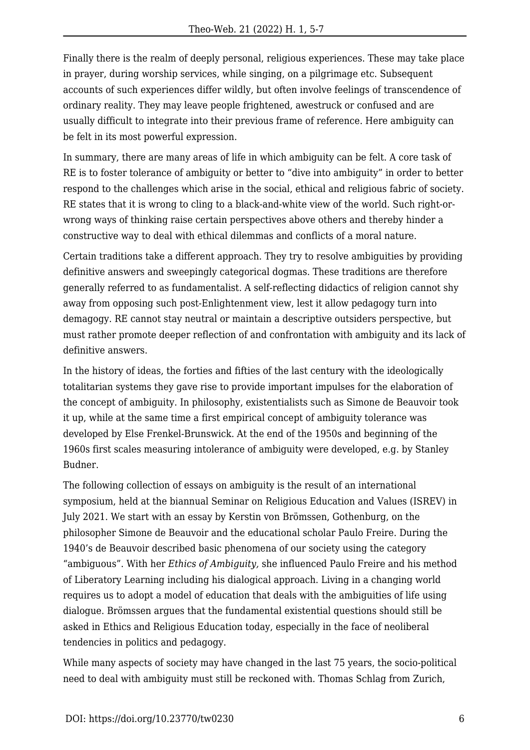Finally there is the realm of deeply personal, religious experiences. These may take place in prayer, during worship services, while singing, on a pilgrimage etc. Subsequent accounts of such experiences differ wildly, but often involve feelings of transcendence of ordinary reality. They may leave people frightened, awestruck or confused and are usually difficult to integrate into their previous frame of reference. Here ambiguity can be felt in its most powerful expression.

In summary, there are many areas of life in which ambiguity can be felt. A core task of RE is to foster tolerance of ambiguity or better to "dive into ambiguity" in order to better respond to the challenges which arise in the social, ethical and religious fabric of society. RE states that it is wrong to cling to a black-and-white view of the world. Such right-or-wrong ways of thinking raise certain perspectives above others and thereby hinder a constructive way to deal with ethical dilemmas and conflicts of a moral nature.

Certain traditions take a different approach. They try to resolve ambiguities by providing definitive answers and sweepingly categorical dogmas. These traditions are therefore generally referred to as fundamentalist. A self-reflecting didactics of religion cannot shy away from opposing such post-Enlightenment view, lest it allow pedagogy turn into demagogy. RE cannot stay neutral or maintain a descriptive outsiders perspective, but must rather promote deeper reflection of and confrontation with ambiguity and its lack of definitive answers.

In the history of ideas, the forties and fifties of the last century with the ideologically totalitarian systems they gave rise to provide important impulses for the elaboration of the concept of ambiguity. In philosophy, existentialists such as Simone de Beauvoir took it up, while at the same time a first empirical concept of ambiguity tolerance was developed by Else Frenkel-Brunswick. At the end of the 1950s and beginning of the 1960s first scales measuring intolerance of ambiguity were developed, e.g. by Stanley Budner.

The following collection of essays on ambiguity is the result of an international symposium, held at the biannual Seminar on Religious Education and Values (ISREV) in July 2021. We start with an essay by Kerstin von Brömssen, Gothenburg, on the philosopher Simone de Beauvoir and the educational scholar Paulo Freire. During the 1940's de Beauvoir described basic phenomena of our society using the category "ambiguous". With her *Ethics of Ambiguity,* she influenced Paulo Freire and his method of Liberatory Learning including his dialogical approach. Living in a changing world requires us to adopt a model of education that deals with the ambiguities of life using dialogue. Brömssen argues that the fundamental existential questions should still be asked in Ethics and Religious Education today, especially in the face of neoliberal tendencies in politics and pedagogy.

While many aspects of society may have changed in the last 75 years, the socio-political need to deal with ambiguity must still be reckoned with. Thomas Schlag from Zurich,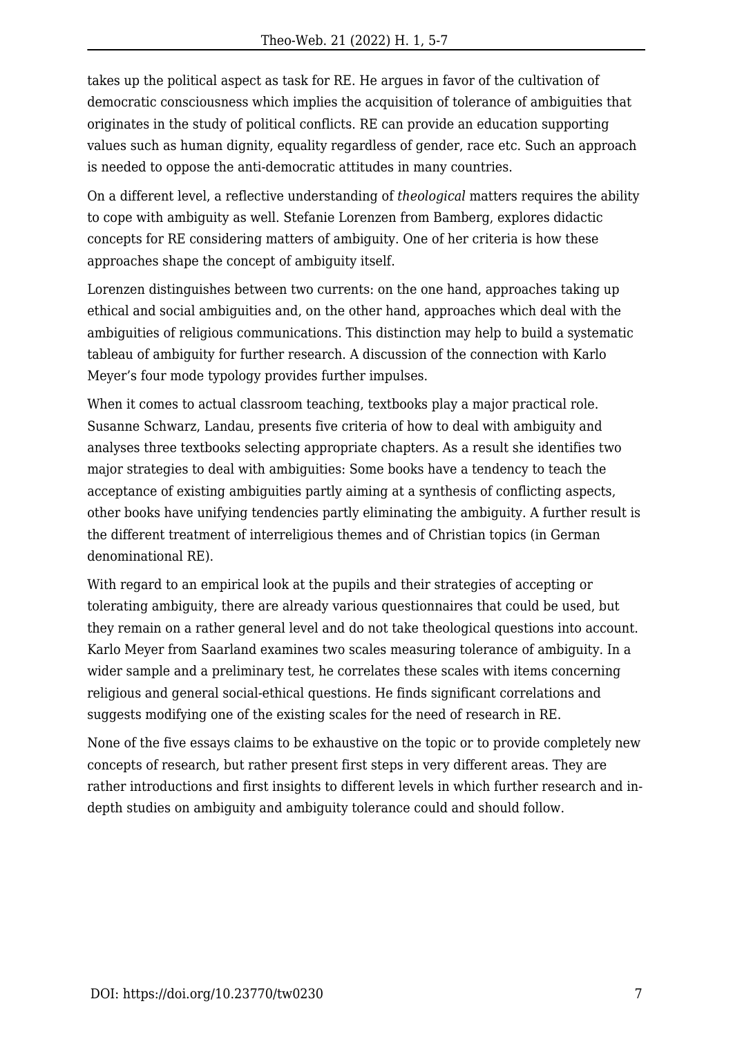takes up the political aspect as task for RE. He argues in favor of the cultivation of democratic consciousness which implies the acquisition of tolerance of ambiguities that originates in the study of political conflicts. RE can provide an education supporting values such as human dignity, equality regardless of gender, race etc. Such an approach is needed to oppose the anti-democratic attitudes in many countries.

On a different level, a reflective understanding of *theological* matters requires the ability to cope with ambiguity as well. Stefanie Lorenzen from Bamberg, explores didactic concepts for RE considering matters of ambiguity. One of her criteria is how these approaches shape the concept of ambiguity itself.

Lorenzen distinguishes between two currents: on the one hand, approaches taking up ethical and social ambiguities and, on the other hand, approaches which deal with the ambiguities of religious communications. This distinction may help to build a systematic tableau of ambiguity for further research. A discussion of the connection with Karlo Meyer's four mode typology provides further impulses.

When it comes to actual classroom teaching, textbooks play a major practical role. Susanne Schwarz, Landau, presents five criteria of how to deal with ambiguity and analyses three textbooks selecting appropriate chapters. As a result she identifies two major strategies to deal with ambiguities: Some books have a tendency to teach the acceptance of existing ambiguities partly aiming at a synthesis of conflicting aspects, other books have unifying tendencies partly eliminating the ambiguity. A further result is the different treatment of interreligious themes and of Christian topics (in German denominational RE).

With regard to an empirical look at the pupils and their strategies of accepting or tolerating ambiguity, there are already various questionnaires that could be used, but they remain on a rather general level and do not take theological questions into account. Karlo Meyer from Saarland examines two scales measuring tolerance of ambiguity. In a wider sample and a preliminary test, he correlates these scales with items concerning religious and general social-ethical questions. He finds significant correlations and suggests modifying one of the existing scales for the need of research in RE.

None of the five essays claims to be exhaustive on the topic or to provide completely new concepts of research, but rather present first steps in very different areas. They are rather introductions and first insights to different levels in which further research and in-depth studies on ambiguity and ambiguity tolerance could and should follow.